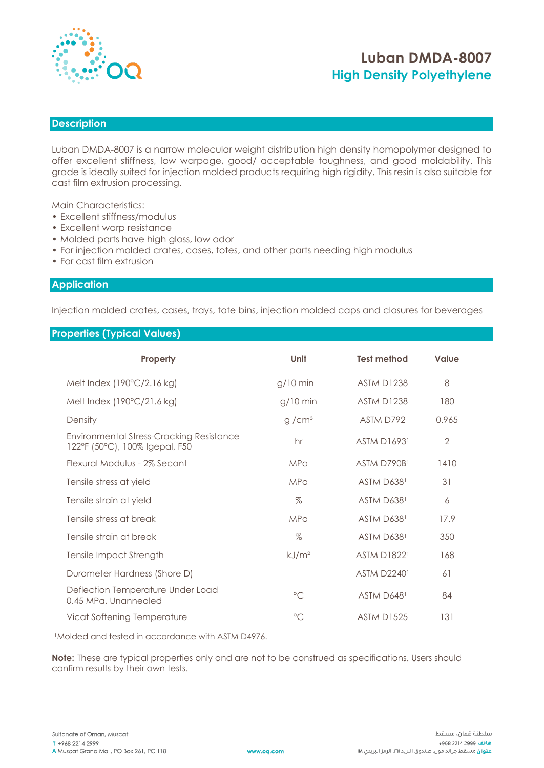# Luban DMDA-8007
## High Density Polyethylene

## Description

Luban DMDA-8007 is a narrow molecular weight distribution high density homopolymer designed to offer excellent stiffness, low warpage, good/ acceptable toughness, and good moldability. This grade is ideally suited for injection molded products requiring high rigidity. This resin is also suitable for cast film extrusion processing.

Main Characteristics:

- Excellent stiffness/modulus
- Excellent warp resistance
- Molded parts have high gloss, low odor
- For injection molded crates, cases, totes, and other parts needing high modulus
- For cast film extrusion

## Application

Injection molded crates, cases, trays, tote bins, injection molded caps and closures for beverages

## Properties (Typical Values)

| Property | Unit | Test method | Value |
|---|---|---|---|
| Melt Index (190°C/2.16 kg) | g/10 min | ASTM D1238 | 8 |
| Melt Index (190°C/21.6 kg) | g/10 min | ASTM D1238 | 180 |
| Density | g /cm³ | ASTM D792 | 0.965 |
| Environmental Stress-Cracking Resistance 122°F (50°C), 100% Igepal, F50 | hr | ASTM D1693[1] | 2 |
| Flexural Modulus - 2% Secant | MPa | ASTM D790B[1] | 1410 |
| Tensile stress at yield | MPa | ASTM D638[1] | 31 |
| Tensile strain at yield | % | ASTM D638[1] | 6 |
| Tensile stress at break | MPa | ASTM D638[1] | 17.9 |
| Tensile strain at break | % | ASTM D638[1] | 350 |
| Tensile Impact Strength | kJ/m² | ASTM D1822[1] | 168 |
| Durometer Hardness (Shore D) | | ASTM D2240[1] | 61 |
| Deflection Temperature Under Load 0.45 MPa, Unannealed | °C | ASTM D648[1] | 84 |
| Vicat Softening Temperature | °C | ASTM D1525 | 131 |

[1]Molded and tested in accordance with ASTM D4976.

**Note:** These are typical properties only and are not to be construed as specifications. Users should confirm results by their own tests.

Sultanate of Oman, Muscat
T +968 2214 2999
A Muscat Grand Mall, PO Box 261, PC 118

www.oq.com

سلطنة عُمان، مسقط
هاتف 2999 2214 968+
عنوان مسقط جراند مول، صندوق البريد ٢٦١، الرمز البريدي ١١٨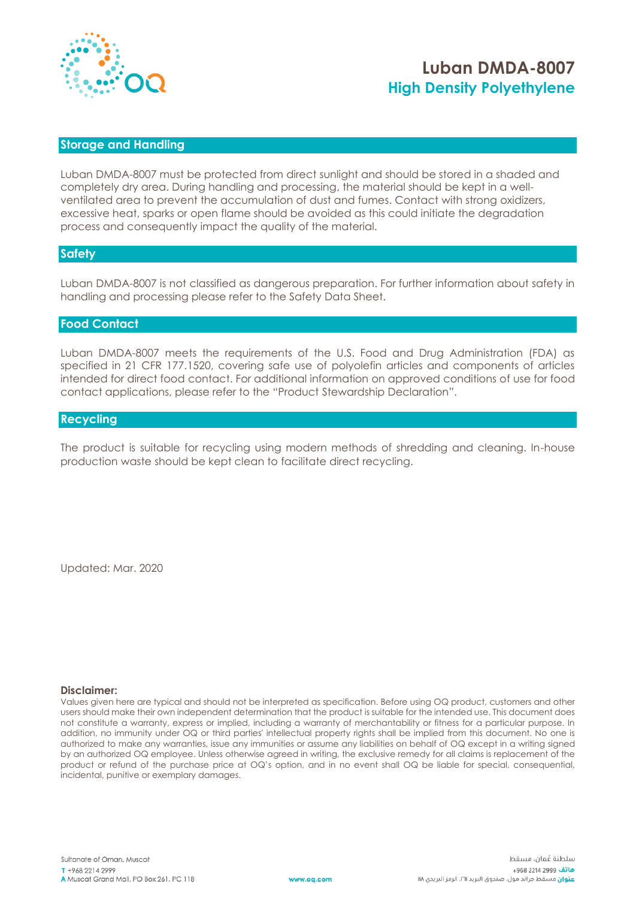# Luban DMDA-8007

## High Density Polyethylene

### Storage and Handling

Luban DMDA-8007 must be protected from direct sunlight and should be stored in a shaded and completely dry area. During handling and processing, the material should be kept in a well-ventilated area to prevent the accumulation of dust and fumes. Contact with strong oxidizers, excessive heat, sparks or open flame should be avoided as this could initiate the degradation process and consequently impact the quality of the material.

### Safety

Luban DMDA-8007 is not classified as dangerous preparation. For further information about safety in handling and processing please refer to the Safety Data Sheet.

### Food Contact

Luban DMDA-8007 meets the requirements of the U.S. Food and Drug Administration (FDA) as specified in 21 CFR 177.1520, covering safe use of polyolefin articles and components of articles intended for direct food contact. For additional information on approved conditions of use for food contact applications, please refer to the "Product Stewardship Declaration".

### Recycling

The product is suitable for recycling using modern methods of shredding and cleaning. In-house production waste should be kept clean to facilitate direct recycling.

Updated: Mar. 2020

**Disclaimer:**

Values given here are typical and should not be interpreted as specification. Before using OQ product, customers and other users should make their own independent determination that the product is suitable for the intended use. This document does not constitute a warranty, express or implied, including a warranty of merchantability or fitness for a particular purpose. In addition, no immunity under OQ or third parties' intellectual property rights shall be implied from this document. No one is authorized to make any warranties, issue any immunities or assume any liabilities on behalf of OQ except in a writing signed by an authorized OQ employee. Unless otherwise agreed in writing, the exclusive remedy for all claims is replacement of the product or refund of the purchase price at OQ's option, and in no event shall OQ be liable for special, consequential, incidental, punitive or exemplary damages.